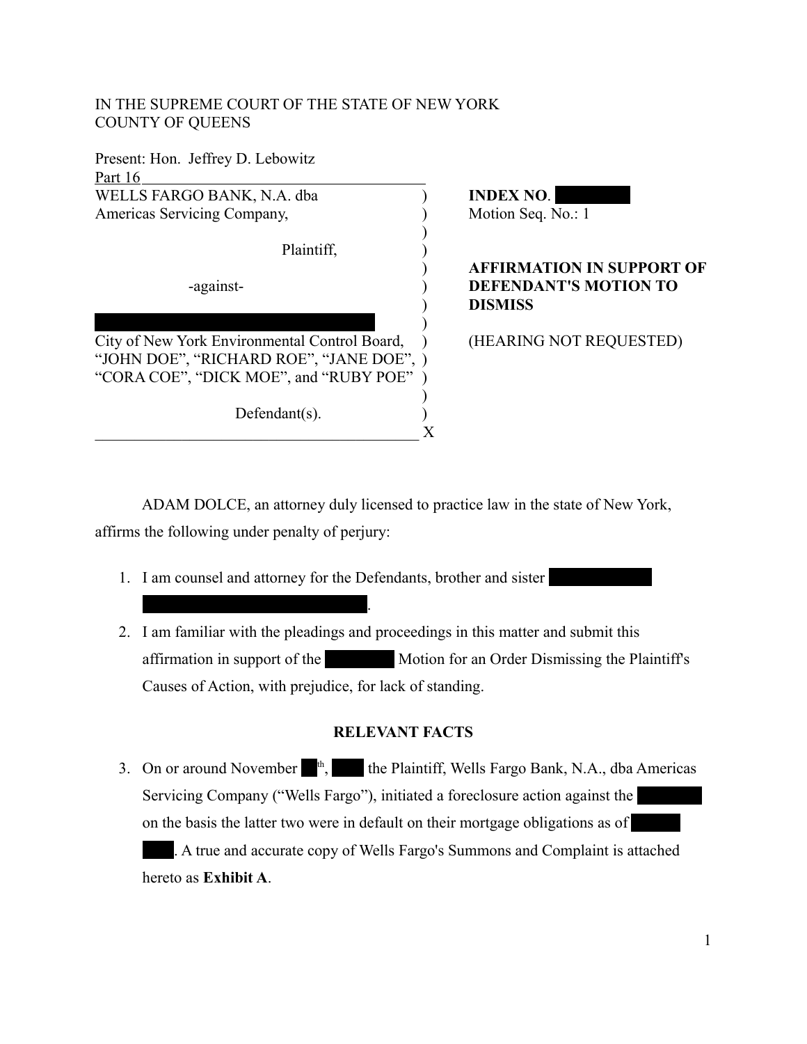IN THE SUPREME COURT OF THE STATE OF NEW YORK
COUNTY OF QUEENS

Present: Hon. Jeffrey D. Lebowitz
Part 16

| | |
|---|---|
| WELLS FARGO BANK, N.A. dba Americas Servicing Company,<br><br>Plaintiff,<br><br>-against-<br><br>█████████<br>City of New York Environmental Control Board, "JOHN DOE", "RICHARD ROE", "JANE DOE", "CORA COE", "DICK MOE", and "RUBY POE"<br><br>Defendant(s). | **INDEX NO**. █████<br>Motion Seq. No.: 1<br><br>**AFFIRMATION IN SUPPORT OF DEFENDANT'S MOTION TO DISMISS**<br><br>(HEARING NOT REQUESTED) |

ADAM DOLCE, an attorney duly licensed to practice law in the state of New York, affirms the following under penalty of perjury:

1. I am counsel and attorney for the Defendants, brother and sister █████ █████████.
2. I am familiar with the pleadings and proceedings in this matter and submit this affirmation in support of the █████ Motion for an Order Dismissing the Plaintiff's Causes of Action, with prejudice, for lack of standing.

## RELEVANT FACTS

3. On or around November ██th, ████ the Plaintiff, Wells Fargo Bank, N.A., dba Americas Servicing Company ("Wells Fargo"), initiated a foreclosure action against the █████ on the basis the latter two were in default on their mortgage obligations as of ████ ███. A true and accurate copy of Wells Fargo's Summons and Complaint is attached hereto as **Exhibit A**.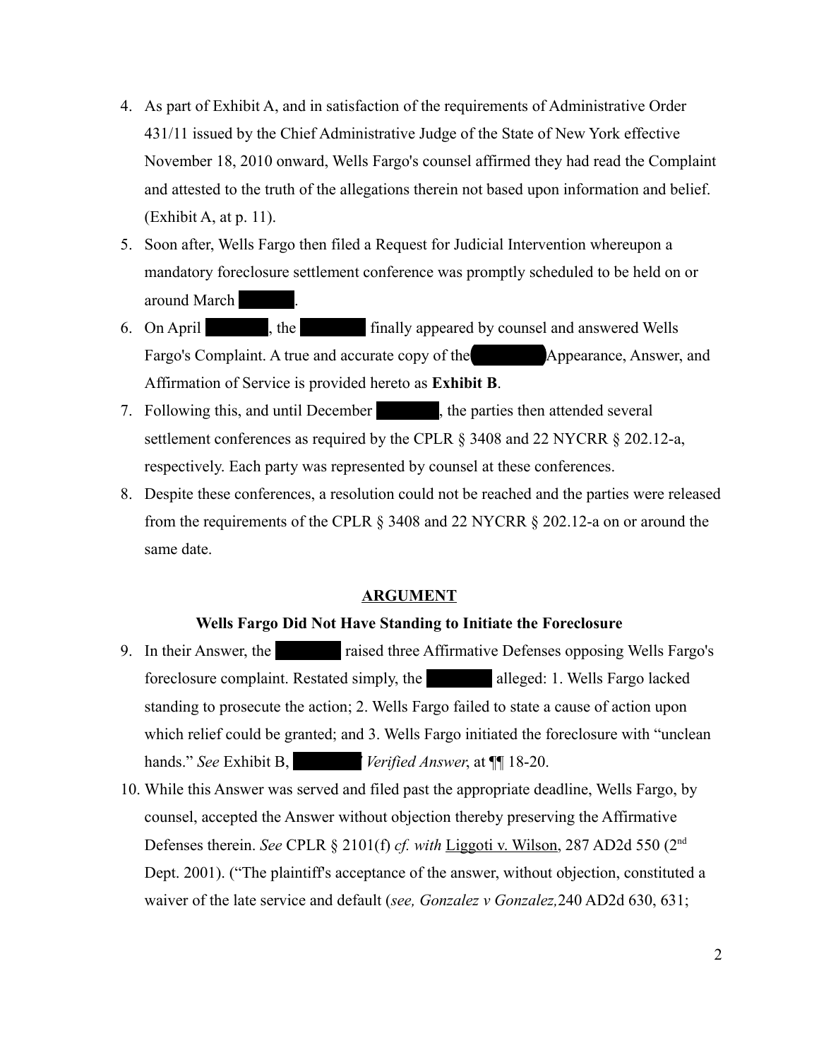4. As part of Exhibit A, and in satisfaction of the requirements of Administrative Order 431/11 issued by the Chief Administrative Judge of the State of New York effective November 18, 2010 onward, Wells Fargo's counsel affirmed they had read the Complaint and attested to the truth of the allegations therein not based upon information and belief. (Exhibit A, at p. 11).
5. Soon after, Wells Fargo then filed a Request for Judicial Intervention whereupon a mandatory foreclosure settlement conference was promptly scheduled to be held on or around March ██████.
6. On April ███████, the ███████ finally appeared by counsel and answered Wells Fargo's Complaint. A true and accurate copy of the ███████ Appearance, Answer, and Affirmation of Service is provided hereto as **Exhibit B**.
7. Following this, and until December ███████, the parties then attended several settlement conferences as required by the CPLR § 3408 and 22 NYCRR § 202.12-a, respectively. Each party was represented by counsel at these conferences.
8. Despite these conferences, a resolution could not be reached and the parties were released from the requirements of the CPLR § 3408 and 22 NYCRR § 202.12-a on or around the same date.

## ARGUMENT

### Wells Fargo Did Not Have Standing to Initiate the Foreclosure

9. In their Answer, the ███████ raised three Affirmative Defenses opposing Wells Fargo's foreclosure complaint. Restated simply, the ███████ alleged: 1. Wells Fargo lacked standing to prosecute the action; 2. Wells Fargo failed to state a cause of action upon which relief could be granted; and 3. Wells Fargo initiated the foreclosure with "unclean hands." *See* Exhibit B, ███████' *Verified Answer*, at ¶¶ 18-20.
10. While this Answer was served and filed past the appropriate deadline, Wells Fargo, by counsel, accepted the Answer without objection thereby preserving the Affirmative Defenses therein. *See* CPLR § 2101(f) *cf. with* Liggoti v. Wilson, 287 AD2d 550 (2nd Dept. 2001). ("The plaintiff's acceptance of the answer, without objection, constituted a waiver of the late service and default (*see, Gonzalez v Gonzalez,*240 AD2d 630, 631;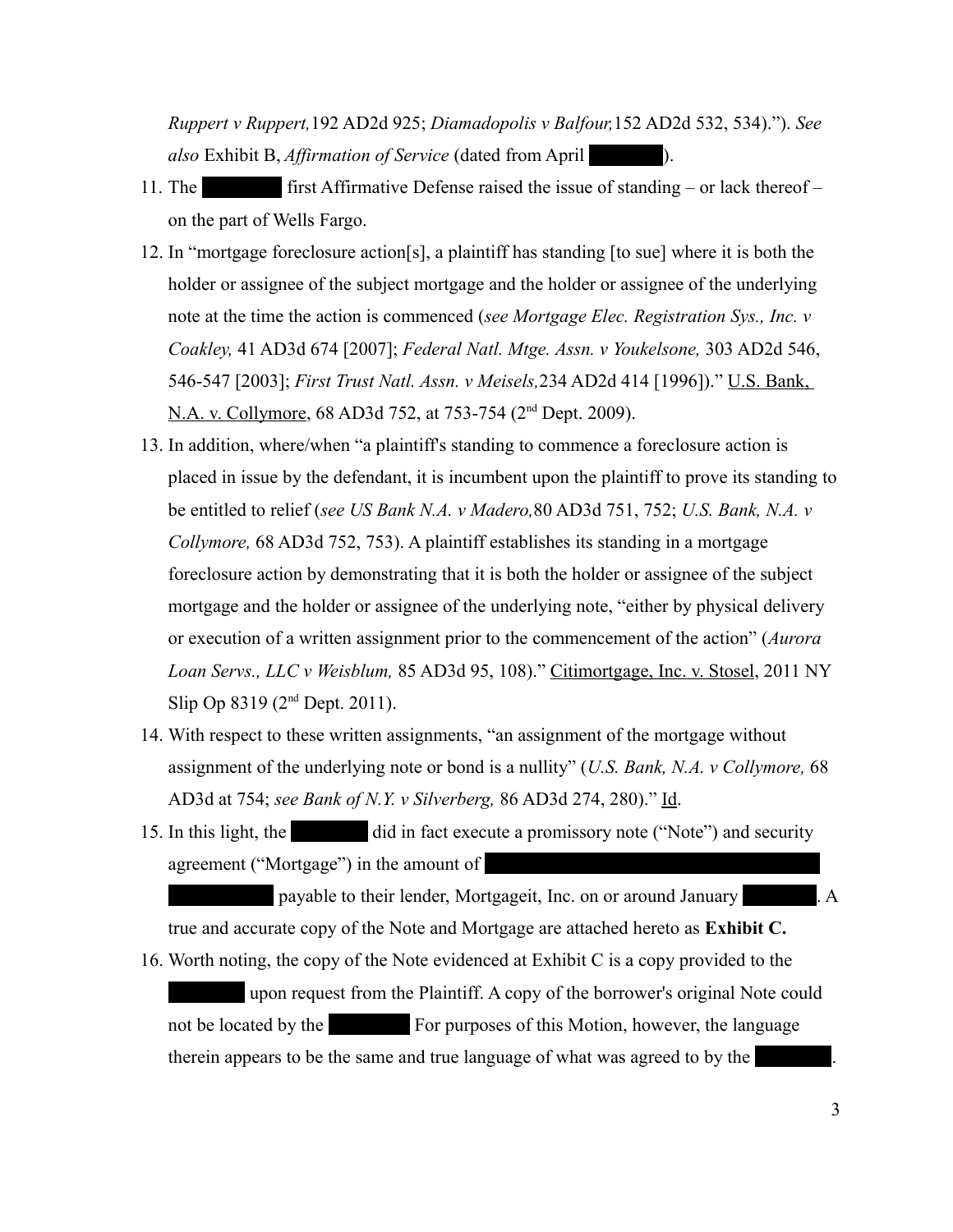*Ruppert v Ruppert,*192 AD2d 925; *Diamadopolis v Balfour,*152 AD2d 532, 534)."). *See also* Exhibit B, *Affirmation of Service* (dated from April ██████).

11. The ██████ first Affirmative Defense raised the issue of standing – or lack thereof – on the part of Wells Fargo.
12. In "mortgage foreclosure action[s], a plaintiff has standing [to sue] where it is both the holder or assignee of the subject mortgage and the holder or assignee of the underlying note at the time the action is commenced (*see Mortgage Elec. Registration Sys., Inc. v Coakley,* 41 AD3d 674 [2007]; *Federal Natl. Mtge. Assn. v Youkelsone,* 303 AD2d 546, 546-547 [2003]; *First Trust Natl. Assn. v Meisels,*234 AD2d 414 [1996])." U.S. Bank, N.A. v. Collymore, 68 AD3d 752, at 753-754 (2nd Dept. 2009).
13. In addition, where/when "a plaintiff's standing to commence a foreclosure action is placed in issue by the defendant, it is incumbent upon the plaintiff to prove its standing to be entitled to relief (*see US Bank N.A. v Madero,*80 AD3d 751, 752; *U.S. Bank, N.A. v Collymore,* 68 AD3d 752, 753). A plaintiff establishes its standing in a mortgage foreclosure action by demonstrating that it is both the holder or assignee of the subject mortgage and the holder or assignee of the underlying note, "either by physical delivery or execution of a written assignment prior to the commencement of the action" (*Aurora Loan Servs., LLC v Weisblum,* 85 AD3d 95, 108)." Citimortgage, Inc. v. Stosel, 2011 NY Slip Op 8319 (2nd Dept. 2011).
14. With respect to these written assignments, "an assignment of the mortgage without assignment of the underlying note or bond is a nullity" (*U.S. Bank, N.A. v Collymore,* 68 AD3d at 754; *see Bank of N.Y. v Silverberg,* 86 AD3d 274, 280)." Id.
15. In this light, the ██████ did in fact execute a promissory note ("Note") and security agreement ("Mortgage") in the amount of ██████████████████████ ██████ payable to their lender, Mortgageit, Inc. on or around January ██████. A true and accurate copy of the Note and Mortgage are attached hereto as **Exhibit C.**
16. Worth noting, the copy of the Note evidenced at Exhibit C is a copy provided to the ██████ upon request from the Plaintiff. A copy of the borrower's original Note could not be located by the ██████ For purposes of this Motion, however, the language therein appears to be the same and true language of what was agreed to by the ██████.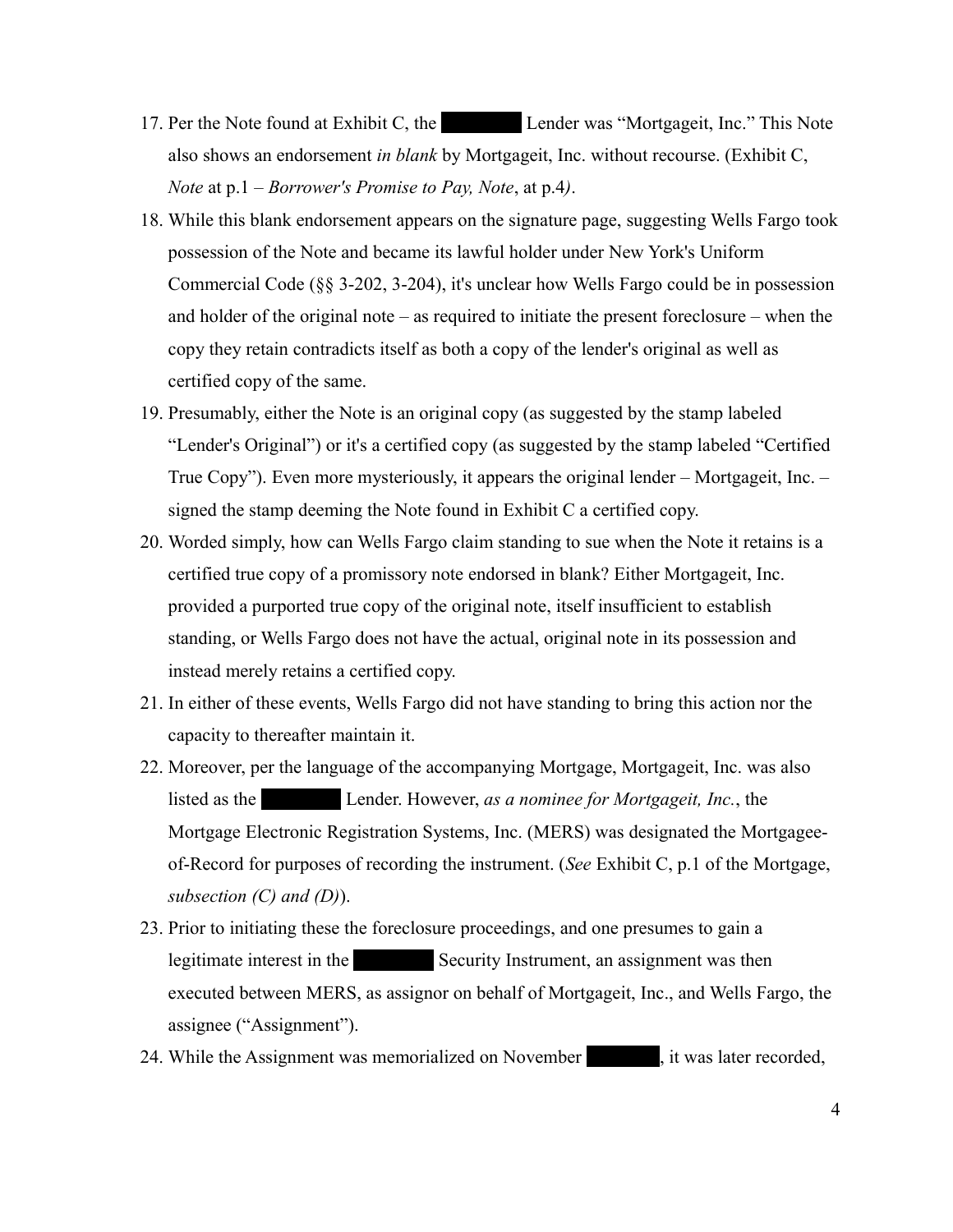17. Per the Note found at Exhibit C, the ██████ Lender was "Mortgageit, Inc." This Note also shows an endorsement *in blank* by Mortgageit, Inc. without recourse. (Exhibit C, *Note* at p.1 – *Borrower's Promise to Pay, Note*, at p.4*)*.
18. While this blank endorsement appears on the signature page, suggesting Wells Fargo took possession of the Note and became its lawful holder under New York's Uniform Commercial Code (§§ 3-202, 3-204), it's unclear how Wells Fargo could be in possession and holder of the original note – as required to initiate the present foreclosure – when the copy they retain contradicts itself as both a copy of the lender's original as well as certified copy of the same.
19. Presumably, either the Note is an original copy (as suggested by the stamp labeled "Lender's Original") or it's a certified copy (as suggested by the stamp labeled "Certified True Copy"). Even more mysteriously, it appears the original lender – Mortgageit, Inc. – signed the stamp deeming the Note found in Exhibit C a certified copy.
20. Worded simply, how can Wells Fargo claim standing to sue when the Note it retains is a certified true copy of a promissory note endorsed in blank? Either Mortgageit, Inc. provided a purported true copy of the original note, itself insufficient to establish standing, or Wells Fargo does not have the actual, original note in its possession and instead merely retains a certified copy.
21. In either of these events, Wells Fargo did not have standing to bring this action nor the capacity to thereafter maintain it.
22. Moreover, per the language of the accompanying Mortgage, Mortgageit, Inc. was also listed as the ██████ Lender. However, *as a nominee for Mortgageit, Inc.*, the Mortgage Electronic Registration Systems, Inc. (MERS) was designated the Mortgagee-of-Record for purposes of recording the instrument. (*See* Exhibit C, p.1 of the Mortgage, *subsection (C) and (D)*).
23. Prior to initiating these the foreclosure proceedings, and one presumes to gain a legitimate interest in the ██████ Security Instrument, an assignment was then executed between MERS, as assignor on behalf of Mortgageit, Inc., and Wells Fargo, the assignee ("Assignment").
24. While the Assignment was memorialized on November ██████, it was later recorded,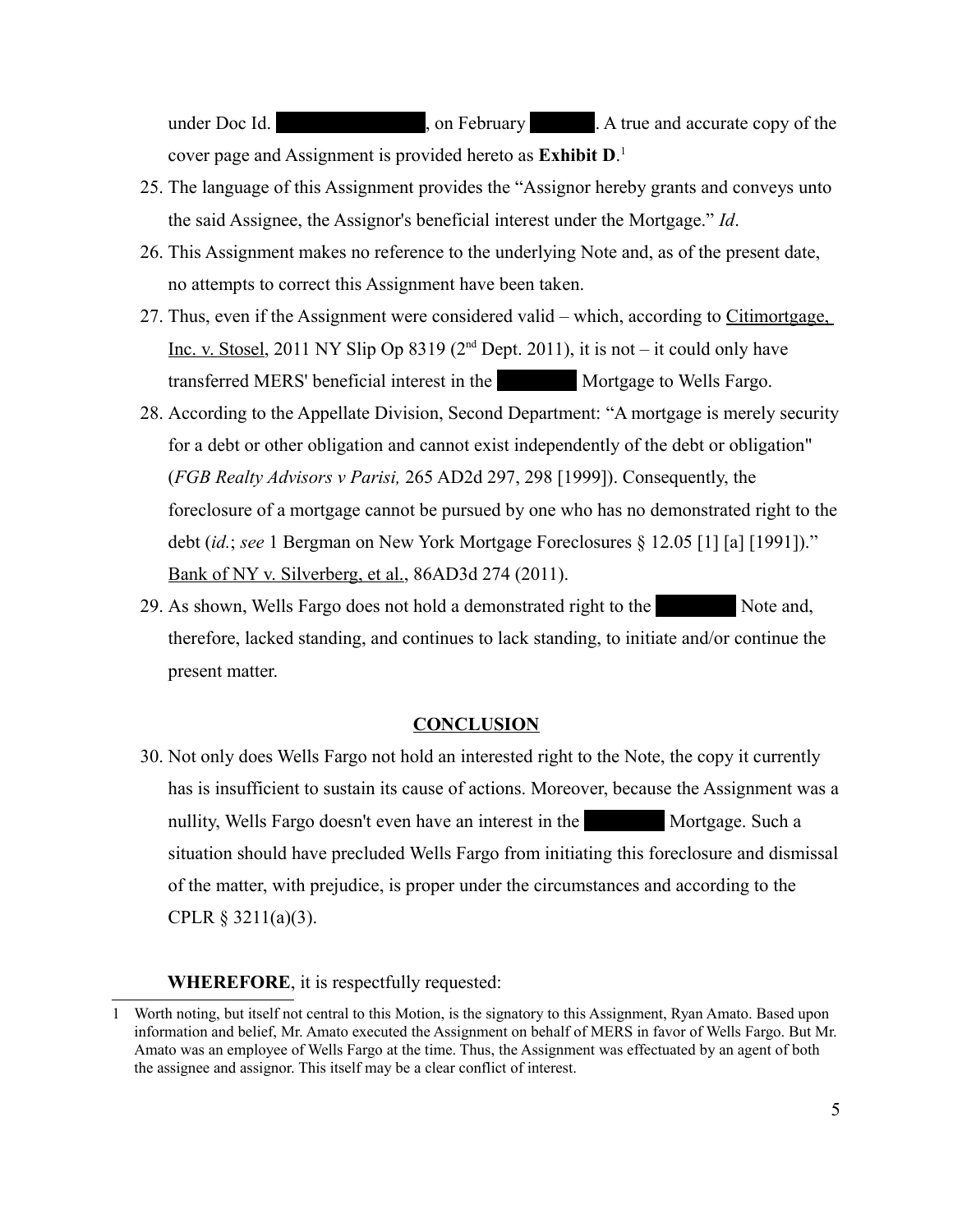under Doc Id. ██████████, on February ████. A true and accurate copy of the cover page and Assignment is provided hereto as **Exhibit D**.[1]

25. The language of this Assignment provides the "Assignor hereby grants and conveys unto the said Assignee, the Assignor's beneficial interest under the Mortgage." *Id*.
26. This Assignment makes no reference to the underlying Note and, as of the present date, no attempts to correct this Assignment have been taken.
27. Thus, even if the Assignment were considered valid – which, according to <u>Citimortgage, Inc. v. Stosel</u>, 2011 NY Slip Op 8319 (2[nd] Dept. 2011), it is not – it could only have transferred MERS' beneficial interest in the ██████ Mortgage to Wells Fargo.
28. According to the Appellate Division, Second Department: "A mortgage is merely security for a debt or other obligation and cannot exist independently of the debt or obligation" (*FGB Realty Advisors v Parisi,* 265 AD2d 297, 298 [1999]). Consequently, the foreclosure of a mortgage cannot be pursued by one who has no demonstrated right to the debt (*id.*; *see* 1 Bergman on New York Mortgage Foreclosures § 12.05 [1] [a] [1991])." <u>Bank of NY v. Silverberg, et al.</u>, 86AD3d 274 (2011).
29. As shown, Wells Fargo does not hold a demonstrated right to the ██████ Note and, therefore, lacked standing, and continues to lack standing, to initiate and/or continue the present matter.

## <u>CONCLUSION</u>

30. Not only does Wells Fargo not hold an interested right to the Note, the copy it currently has is insufficient to sustain its cause of actions. Moreover, because the Assignment was a nullity, Wells Fargo doesn't even have an interest in the ██████ Mortgage. Such a situation should have precluded Wells Fargo from initiating this foreclosure and dismissal of the matter, with prejudice, is proper under the circumstances and according to the CPLR § 3211(a)(3).

**WHEREFORE**, it is respectfully requested:

---

1 Worth noting, but itself not central to this Motion, is the signatory to this Assignment, Ryan Amato. Based upon information and belief, Mr. Amato executed the Assignment on behalf of MERS in favor of Wells Fargo. But Mr. Amato was an employee of Wells Fargo at the time. Thus, the Assignment was effectuated by an agent of both the assignee and assignor. This itself may be a clear conflict of interest.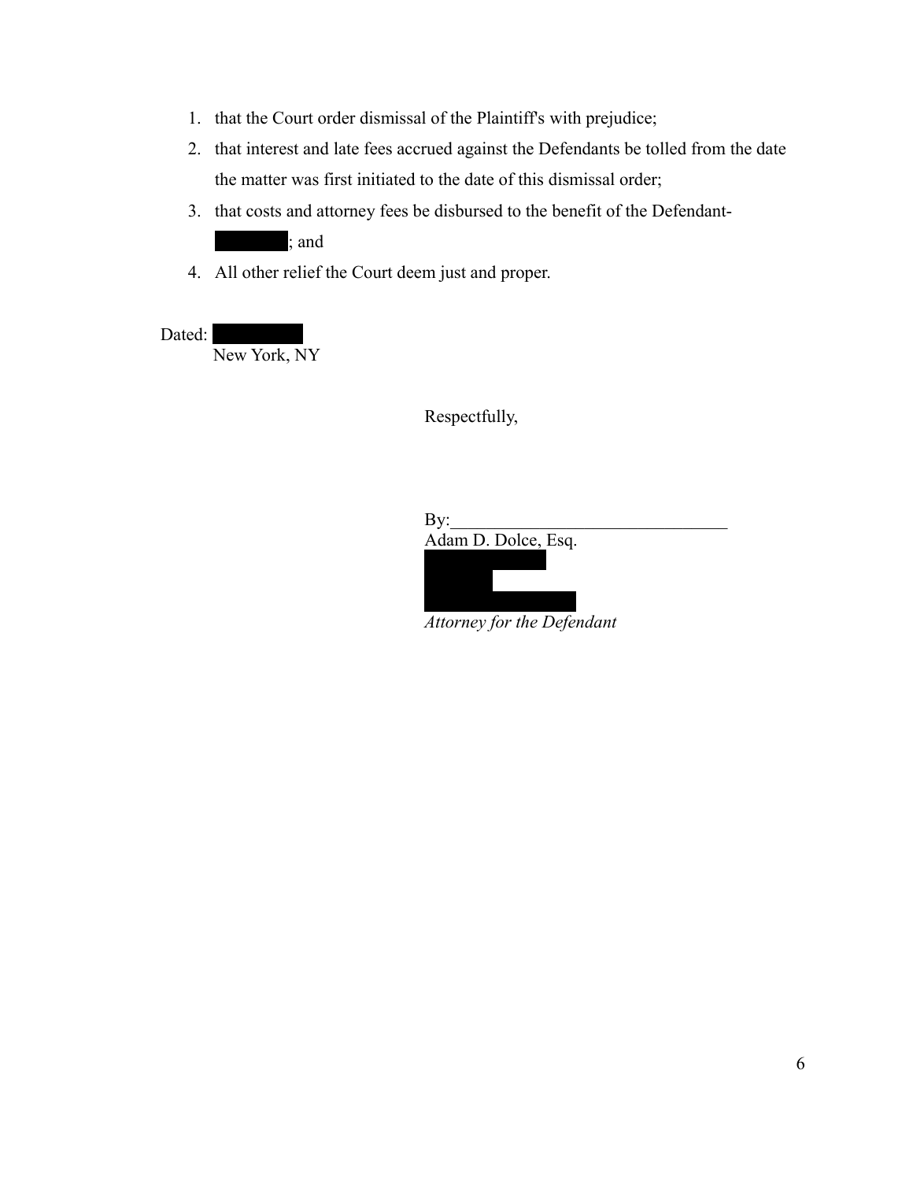1. that the Court order dismissal of the Plaintiff's with prejudice;
2. that interest and late fees accrued against the Defendants be tolled from the date the matter was first initiated to the date of this dismissal order;
3. that costs and attorney fees be disbursed to the benefit of the Defendant-█████; and
4. All other relief the Court deem just and proper.

Dated: █████
New York, NY

Respectfully,

By:\_\_\_\_\_\_\_\_\_\_\_\_\_\_\_\_\_\_\_\_\_\_\_\_\_\_\_\_\_\_
Adam D. Dolce, Esq.
█████
█████
█████
*Attorney for the Defendant*